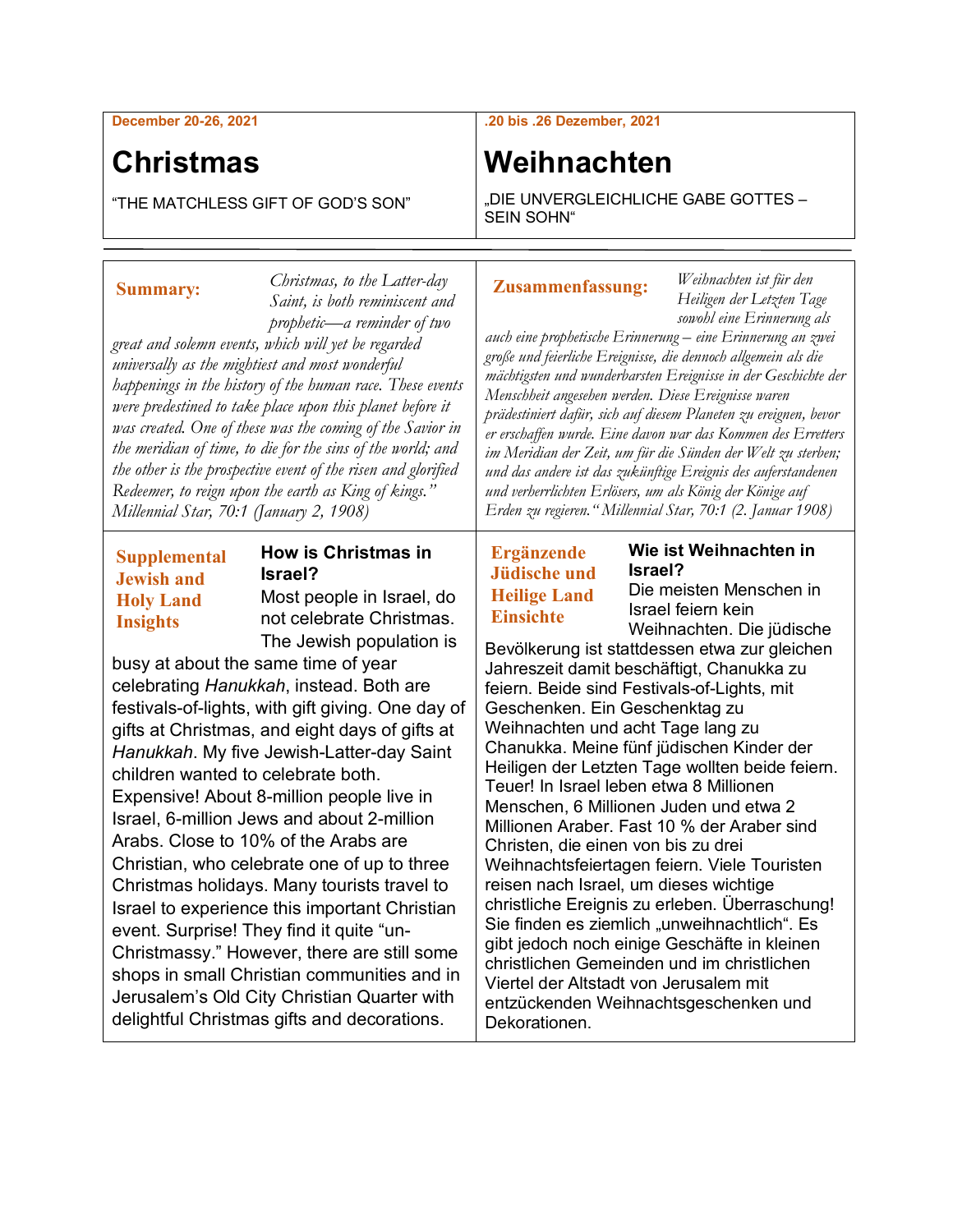December 20-26, 2021

# Christmas

"THE MATCHLESS GIFT OF GOD'S SON"

.20 bis .26 Dezember, 2021

# Weihnachten

„DIE UNVERGLEICHLICHE GABE GOTTES – SEIN SOHN"

---

**Summary:** *Christmas, to the Latter-day Saint, is both reminiscent and prophetic—a reminder of two great and solemn events, which will yet be regarded universally as the mightiest and most wonderful happenings in the history of the human race. These events were predestined to take place upon this planet before it was created. One of these was the coming of the Savior in the meridian of time, to die for the sins of the world; and the other is the prospective event of the risen and glorified Redeemer, to reign upon the earth as King of kings." Millennial Star, 70:1 (January 2, 1908)*

**Zusammenfassung:** *Weihnachten ist für den Heiligen der Letzten Tage sowohl eine Erinnerung als auch eine prophetische Erinnerung – eine Erinnerung an zwei große und feierliche Ereignisse, die dennoch allgemein als die mächtigsten und wunderbarsten Ereignisse in der Geschichte der Menschheit angesehen werden. Diese Ereignisse waren prädestiniert dafür, sich auf diesem Planeten zu ereignen, bevor er erschaffen wurde. Eine davon war das Kommen des Erretters im Meridian der Zeit, um für die Sünden der Welt zu sterben; und das andere ist das zukünftige Ereignis des auferstandenen und verherrlichten Erlösers, um als König der Könige auf Erden zu regieren." Millennial Star, 70:1 (2. Januar 1908)*

**Supplemental Jewish and Holy Land Insights**

**How is Christmas in Israel?**

Most people in Israel, do not celebrate Christmas. The Jewish population is busy at about the same time of year celebrating *Hanukkah*, instead. Both are festivals-of-lights, with gift giving. One day of gifts at Christmas, and eight days of gifts at *Hanukkah*. My five Jewish-Latter-day Saint children wanted to celebrate both. Expensive! About 8-million people live in Israel, 6-million Jews and about 2-million Arabs. Close to 10% of the Arabs are Christian, who celebrate one of up to three Christmas holidays. Many tourists travel to Israel to experience this important Christian event. Surprise! They find it quite "un-Christmassy." However, there are still some shops in small Christian communities and in Jerusalem's Old City Christian Quarter with delightful Christmas gifts and decorations.

**Ergänzende Jüdische und Heilige Land Einsichte**

**Wie ist Weihnachten in Israel?**

Die meisten Menschen in Israel feiern kein Weihnachten. Die jüdische Bevölkerung ist stattdessen etwa zur gleichen Jahreszeit damit beschäftigt, Chanukka zu feiern. Beide sind Festivals-of-Lights, mit Geschenken. Ein Geschenktag zu Weihnachten und acht Tage lang zu Chanukka. Meine fünf jüdischen Kinder der Heiligen der Letzten Tage wollten beide feiern. Teuer! In Israel leben etwa 8 Millionen Menschen, 6 Millionen Juden und etwa 2 Millionen Araber. Fast 10 % der Araber sind Christen, die einen von bis zu drei Weihnachtsfeiertagen feiern. Viele Touristen reisen nach Israel, um dieses wichtige christliche Ereignis zu erleben. Überraschung! Sie finden es ziemlich „unweihnachtlich". Es gibt jedoch noch einige Geschäfte in kleinen christlichen Gemeinden und im christlichen Viertel der Altstadt von Jerusalem mit entzückenden Weihnachtsgeschenken und Dekorationen.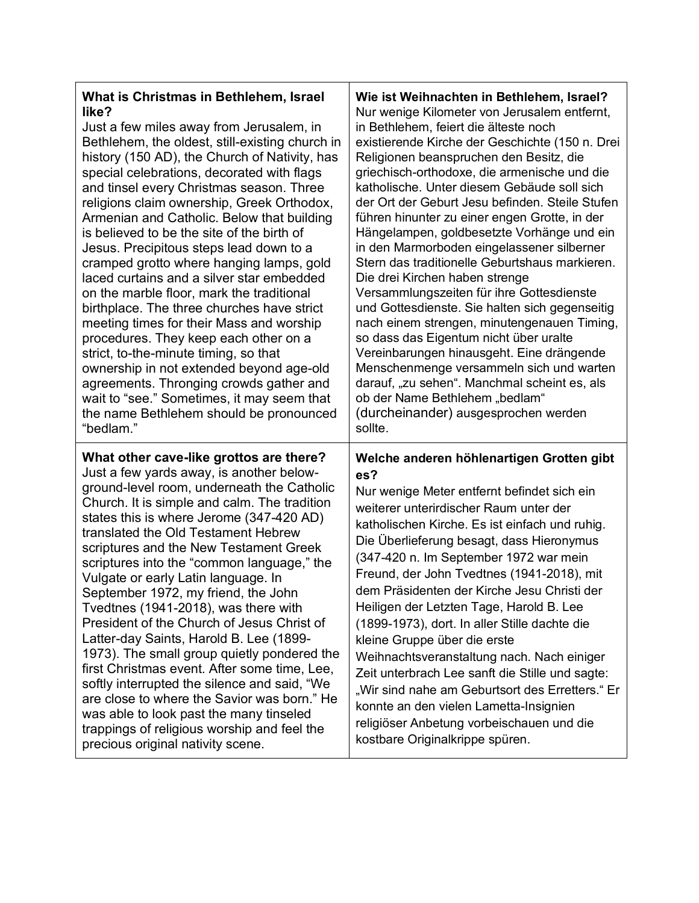| **What is Christmas in Bethlehem, Israel like?** Just a few miles away from Jerusalem, in Bethlehem, the oldest, still-existing church in history (150 AD), the Church of Nativity, has special celebrations, decorated with flags and tinsel every Christmas season. Three religions claim ownership, Greek Orthodox, Armenian and Catholic. Below that building is believed to be the site of the birth of Jesus. Precipitous steps lead down to a cramped grotto where hanging lamps, gold laced curtains and a silver star embedded on the marble floor, mark the traditional birthplace. The three churches have strict meeting times for their Mass and worship procedures. They keep each other on a strict, to-the-minute timing, so that ownership in not extended beyond age-old agreements. Thronging crowds gather and wait to "see." Sometimes, it may seem that the name Bethlehem should be pronounced "bedlam." | **Wie ist Weihnachten in Bethlehem, Israel?** Nur wenige Kilometer von Jerusalem entfernt, in Bethlehem, feiert die älteste noch existierende Kirche der Geschichte (150 n. Drei Religionen beanspruchen den Besitz, die griechisch-orthodoxe, die armenische und die katholische. Unter diesem Gebäude soll sich der Ort der Geburt Jesu befinden. Steile Stufen führen hinunter zu einer engen Grotte, in der Hängelampen, goldbesetzte Vorhänge und ein in den Marmorboden eingelassener silberner Stern das traditionelle Geburtshaus markieren. Die drei Kirchen haben strenge Versammlungszeiten für ihre Gottesdienste und Gottesdienste. Sie halten sich gegenseitig nach einem strengen, minutengenauen Timing, so dass das Eigentum nicht über uralte Vereinbarungen hinausgeht. Eine drängende Menschenmenge versammeln sich und warten darauf, „zu sehen". Manchmal scheint es, als ob der Name Bethlehem „bedlam" (durcheinander) ausgesprochen werden sollte. |
|---|---|
| **What other cave-like grottos are there?** Just a few yards away, is another below-ground-level room, underneath the Catholic Church. It is simple and calm. The tradition states this is where Jerome (347-420 AD) translated the Old Testament Hebrew scriptures and the New Testament Greek scriptures into the "common language," the Vulgate or early Latin language. In September 1972, my friend, the John Tvedtnes (1941-2018), was there with President of the Church of Jesus Christ of Latter-day Saints, Harold B. Lee (1899-1973). The small group quietly pondered the first Christmas event. After some time, Lee, softly interrupted the silence and said, "We are close to where the Savior was born." He was able to look past the many tinseled trappings of religious worship and feel the precious original nativity scene. | **Welche anderen höhlenartigen Grotten gibt es?** Nur wenige Meter entfernt befindet sich ein weiterer unterirdischer Raum unter der katholischen Kirche. Es ist einfach und ruhig. Die Überlieferung besagt, dass Hieronymus (347-420 n. Im September 1972 war mein Freund, der John Tvedtnes (1941-2018), mit dem Präsidenten der Kirche Jesu Christi der Heiligen der Letzten Tage, Harold B. Lee (1899-1973), dort. In aller Stille dachte die kleine Gruppe über die erste Weihnachtsveranstaltung nach. Nach einiger Zeit unterbrach Lee sanft die Stille und sagte: „Wir sind nahe am Geburtsort des Erretters." Er konnte an den vielen Lametta-Insignien religiöser Anbetung vorbeischauen und die kostbare Originalkrippe spüren. |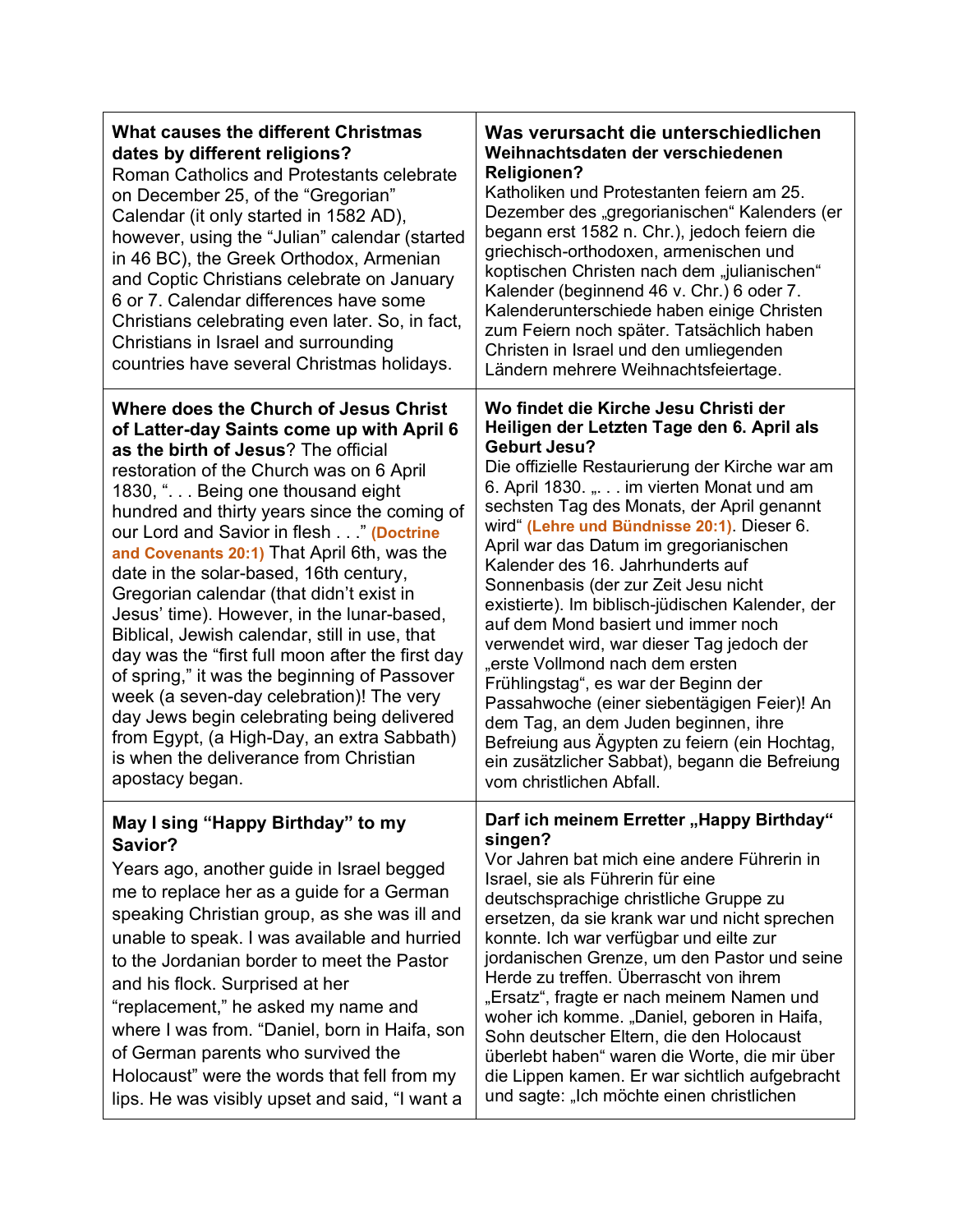| **What causes the different Christmas dates by different religions?** Roman Catholics and Protestants celebrate on December 25, of the "Gregorian" Calendar (it only started in 1582 AD), however, using the "Julian" calendar (started in 46 BC), the Greek Orthodox, Armenian and Coptic Christians celebrate on January 6 or 7. Calendar differences have some Christians celebrating even later. So, in fact, Christians in Israel and surrounding countries have several Christmas holidays. | **Was verursacht die unterschiedlichen Weihnachtsdaten der verschiedenen Religionen?** Katholiken und Protestanten feiern am 25. Dezember des „gregorianischen" Kalenders (er begann erst 1582 n. Chr.), jedoch feiern die griechisch-orthodoxen, armenischen und koptischen Christen nach dem „julianischen" Kalender (beginnend 46 v. Chr.) 6 oder 7. Kalenderunterschiede haben einige Christen zum Feiern noch später. Tatsächlich haben Christen in Israel und den umliegenden Ländern mehrere Weihnachtsfeiertage. |
|---|---|
| **Where does the Church of Jesus Christ of Latter-day Saints come up with April 6 as the birth of Jesus**? The official restoration of the Church was on 6 April 1830, ". . . Being one thousand eight hundred and thirty years since the coming of our Lord and Savior in flesh . . ." **(Doctrine and Covenants 20:1)** That April 6th, was the date in the solar-based, 16th century, Gregorian calendar (that didn't exist in Jesus' time). However, in the lunar-based, Biblical, Jewish calendar, still in use, that day was the "first full moon after the first day of spring," it was the beginning of Passover week (a seven-day celebration)! The very day Jews begin celebrating being delivered from Egypt, (a High-Day, an extra Sabbath) is when the deliverance from Christian apostacy began. | **Wo findet die Kirche Jesu Christi der Heiligen der Letzten Tage den 6. April als Geburt Jesu?** Die offizielle Restaurierung der Kirche war am 6. April 1830. „. . . im vierten Monat und am sechsten Tag des Monats, der April genannt wird" **(Lehre und Bündnisse 20:1)**. Dieser 6. April war das Datum im gregorianischen Kalender des 16. Jahrhunderts auf Sonnenbasis (der zur Zeit Jesu nicht existierte). Im biblisch-jüdischen Kalender, der auf dem Mond basiert und immer noch verwendet wird, war dieser Tag jedoch der „erste Vollmond nach dem ersten Frühlingstag", es war der Beginn der Passahwoche (einer siebentägigen Feier)! An dem Tag, an dem Juden beginnen, ihre Befreiung aus Ägypten zu feiern (ein Hochtag, ein zusätzlicher Sabbat), begann die Befreiung vom christlichen Abfall. |
| **May I sing "Happy Birthday" to my Savior?** Years ago, another guide in Israel begged me to replace her as a guide for a German speaking Christian group, as she was ill and unable to speak. I was available and hurried to the Jordanian border to meet the Pastor and his flock. Surprised at her "replacement," he asked my name and where I was from. "Daniel, born in Haifa, son of German parents who survived the Holocaust" were the words that fell from my lips. He was visibly upset and said, "I want a | **Darf ich meinem Erretter „Happy Birthday" singen?** Vor Jahren bat mich eine andere Führerin in Israel, sie als Führerin für eine deutschsprachige christliche Gruppe zu ersetzen, da sie krank war und nicht sprechen konnte. Ich war verfügbar und eilte zur jordanischen Grenze, um den Pastor und seine Herde zu treffen. Überrascht von ihrem „Ersatz", fragte er nach meinem Namen und woher ich komme. „Daniel, geboren in Haifa, Sohn deutscher Eltern, die den Holocaust überlebt haben" waren die Worte, die mir über die Lippen kamen. Er war sichtlich aufgebracht und sagte: „Ich möchte einen christlichen |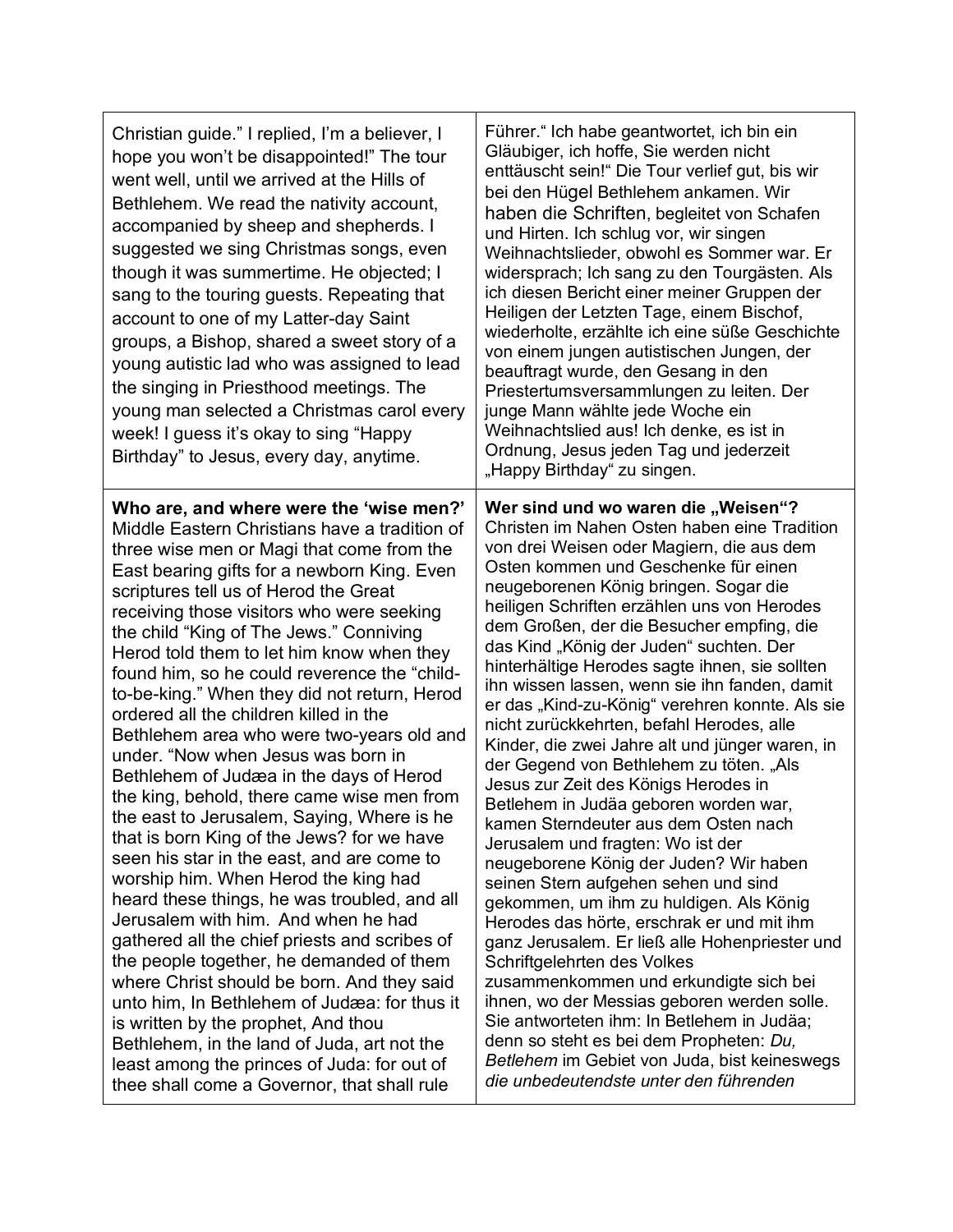| | |
|---|---|
| Christian guide." I replied, I'm a believer, I hope you won't be disappointed!" The tour went well, until we arrived at the Hills of Bethlehem. We read the nativity account, accompanied by sheep and shepherds. I suggested we sing Christmas songs, even though it was summertime. He objected; I sang to the touring guests. Repeating that account to one of my Latter-day Saint groups, a Bishop, shared a sweet story of a young autistic lad who was assigned to lead the singing in Priesthood meetings. The young man selected a Christmas carol every week! I guess it's okay to sing "Happy Birthday" to Jesus, every day, anytime. | Führer." Ich habe geantwortet, ich bin ein Gläubiger, ich hoffe, Sie werden nicht enttäuscht sein!" Die Tour verlief gut, bis wir bei den Hügel Bethlehem ankamen. Wir haben die Schriften, begleitet von Schafen und Hirten. Ich schlug vor, wir singen Weihnachtslieder, obwohl es Sommer war. Er widersprach; Ich sang zu den Tourgästen. Als ich diesen Bericht einer meiner Gruppen der Heiligen der Letzten Tage, einem Bischof, wiederholte, erzählte ich eine süße Geschichte von einem jungen autistischen Jungen, der beauftragt wurde, den Gesang in den Priestertumsversammlungen zu leiten. Der junge Mann wählte jede Woche ein Weihnachtslied aus! Ich denke, es ist in Ordnung, Jesus jeden Tag und jederzeit „Happy Birthday" zu singen. |
| **Who are, and where were the 'wise men?'** Middle Eastern Christians have a tradition of three wise men or Magi that come from the East bearing gifts for a newborn King. Even scriptures tell us of Herod the Great receiving those visitors who were seeking the child "King of The Jews." Conniving Herod told them to let him know when they found him, so he could reverence the "child-to-be-king." When they did not return, Herod ordered all the children killed in the Bethlehem area who were two-years old and under. "Now when Jesus was born in Bethlehem of Judæa in the days of Herod the king, behold, there came wise men from the east to Jerusalem, Saying, Where is he that is born King of the Jews? for we have seen his star in the east, and are come to worship him. When Herod the king had heard these things, he was troubled, and all Jerusalem with him. And when he had gathered all the chief priests and scribes of the people together, he demanded of them where Christ should be born. And they said unto him, In Bethlehem of Judæa: for thus it is written by the prophet, And thou Bethlehem, in the land of Juda, art not the least among the princes of Juda: for out of thee shall come a Governor, that shall rule | **Wer sind und wo waren die „Weisen"?** Christen im Nahen Osten haben eine Tradition von drei Weisen oder Magiern, die aus dem Osten kommen und Geschenke für einen neugeborenen König bringen. Sogar die heiligen Schriften erzählen uns von Herodes dem Großen, der die Besucher empfing, die das Kind „König der Juden" suchten. Der hinterhältige Herodes sagte ihnen, sie sollten ihn wissen lassen, wenn sie ihn fanden, damit er das „Kind-zu-König" verehren konnte. Als sie nicht zurückkehrten, befahl Herodes, alle Kinder, die zwei Jahre alt und jünger waren, in der Gegend von Bethlehem zu töten. „Als Jesus zur Zeit des Königs Herodes in Betlehem in Judäa geboren worden war, kamen Sterndeuter aus dem Osten nach Jerusalem und fragten: Wo ist der neugeborene König der Juden? Wir haben seinen Stern aufgehen sehen und sind gekommen, um ihm zu huldigen. Als König Herodes das hörte, erschrak er und mit ihm ganz Jerusalem. Er ließ alle Hohenpriester und Schriftgelehrten des Volkes zusammenkommen und erkundigte sich bei ihnen, wo der Messias geboren werden solle. Sie antworteten ihm: In Betlehem in Judäa; denn so steht es bei dem Propheten: *Du, Betlehem* im Gebiet von Juda, bist keineswegs *die unbedeutendste unter den führenden* |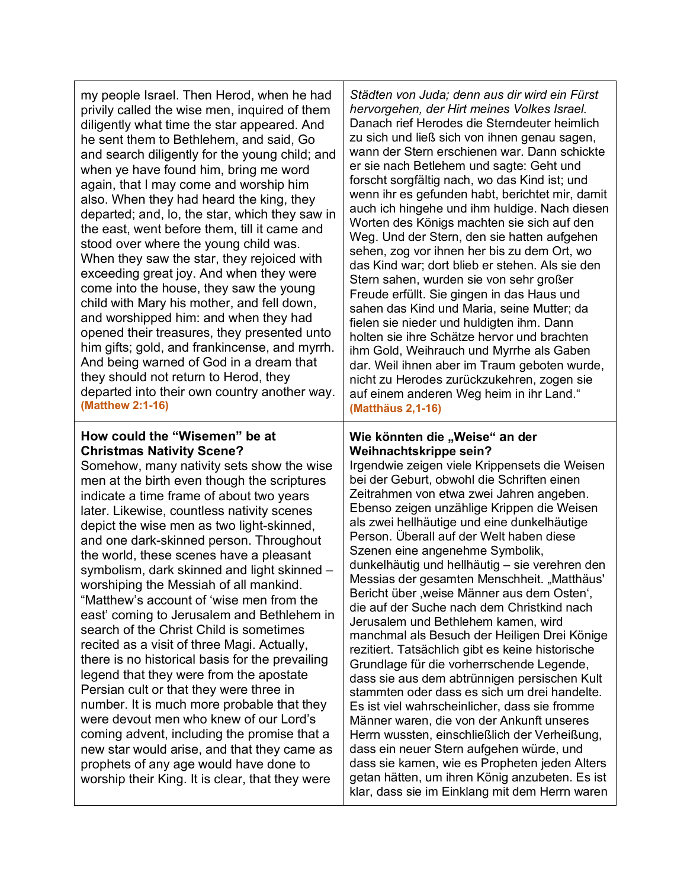| | |
|---|---|
| my people Israel. Then Herod, when he had privily called the wise men, inquired of them diligently what time the star appeared. And he sent them to Bethlehem, and said, Go and search diligently for the young child; and when ye have found him, bring me word again, that I may come and worship him also. When they had heard the king, they departed; and, lo, the star, which they saw in the east, went before them, till it came and stood over where the young child was. When they saw the star, they rejoiced with exceeding great joy. And when they were come into the house, they saw the young child with Mary his mother, and fell down, and worshipped him: and when they had opened their treasures, they presented unto him gifts; gold, and frankincense, and myrrh. And being warned of God in a dream that they should not return to Herod, they departed into their own country another way. **(Matthew 2:1-16)** | *Städten von Juda; denn aus dir wird ein Fürst hervorgehen, der Hirt meines Volkes Israel.* Danach rief Herodes die Sterndeuter heimlich zu sich und ließ sich von ihnen genau sagen, wann der Stern erschienen war. Dann schickte er sie nach Betlehem und sagte: Geht und forscht sorgfältig nach, wo das Kind ist; und wenn ihr es gefunden habt, berichtet mir, damit auch ich hingehe und ihm huldige. Nach diesen Worten des Königs machten sie sich auf den Weg. Und der Stern, den sie hatten aufgehen sehen, zog vor ihnen her bis zu dem Ort, wo das Kind war; dort blieb er stehen. Als sie den Stern sahen, wurden sie von sehr großer Freude erfüllt. Sie gingen in das Haus und sahen das Kind und Maria, seine Mutter; da fielen sie nieder und huldigten ihm. Dann holten sie ihre Schätze hervor und brachten ihm Gold, Weihrauch und Myrrhe als Gaben dar. Weil ihnen aber im Traum geboten wurde, nicht zu Herodes zurückzukehren, zogen sie auf einem anderen Weg heim in ihr Land.“ **(Matthäus 2,1-16)** |
| **How could the “Wisemen” be at Christmas Nativity Scene?** Somehow, many nativity sets show the wise men at the birth even though the scriptures indicate a time frame of about two years later. Likewise, countless nativity scenes depict the wise men as two light-skinned, and one dark-skinned person. Throughout the world, these scenes have a pleasant symbolism, dark skinned and light skinned – worshiping the Messiah of all mankind. “Matthew’s account of ‘wise men from the east’ coming to Jerusalem and Bethlehem in search of the Christ Child is sometimes recited as a visit of three Magi. Actually, there is no historical basis for the prevailing legend that they were from the apostate Persian cult or that they were three in number. It is much more probable that they were devout men who knew of our Lord’s coming advent, including the promise that a new star would arise, and that they came as prophets of any age would have done to worship their King. It is clear, that they were | **Wie könnten die „Weise“ an der Weihnachtskrippe sein?** Irgendwie zeigen viele Krippensets die Weisen bei der Geburt, obwohl die Schriften einen Zeitrahmen von etwa zwei Jahren angeben. Ebenso zeigen unzählige Krippen die Weisen als zwei hellhäutige und eine dunkelhäutige Person. Überall auf der Welt haben diese Szenen eine angenehme Symbolik, dunkelhäutig und hellhäutig – sie verehren den Messias der gesamten Menschheit. „Matthäus' Bericht über ‚weise Männer aus dem Osten‘, die auf der Suche nach dem Christkind nach Jerusalem und Bethlehem kamen, wird manchmal als Besuch der Heiligen Drei Könige rezitiert. Tatsächlich gibt es keine historische Grundlage für die vorherrschende Legende, dass sie aus dem abtrünnigen persischen Kult stammten oder dass es sich um drei handelte. Es ist viel wahrscheinlicher, dass sie fromme Männer waren, die von der Ankunft unseres Herrn wussten, einschließlich der Verheißung, dass ein neuer Stern aufgehen würde, und dass sie kamen, wie es Propheten jeden Alters getan hätten, um ihren König anzubeten. Es ist klar, dass sie im Einklang mit dem Herrn waren |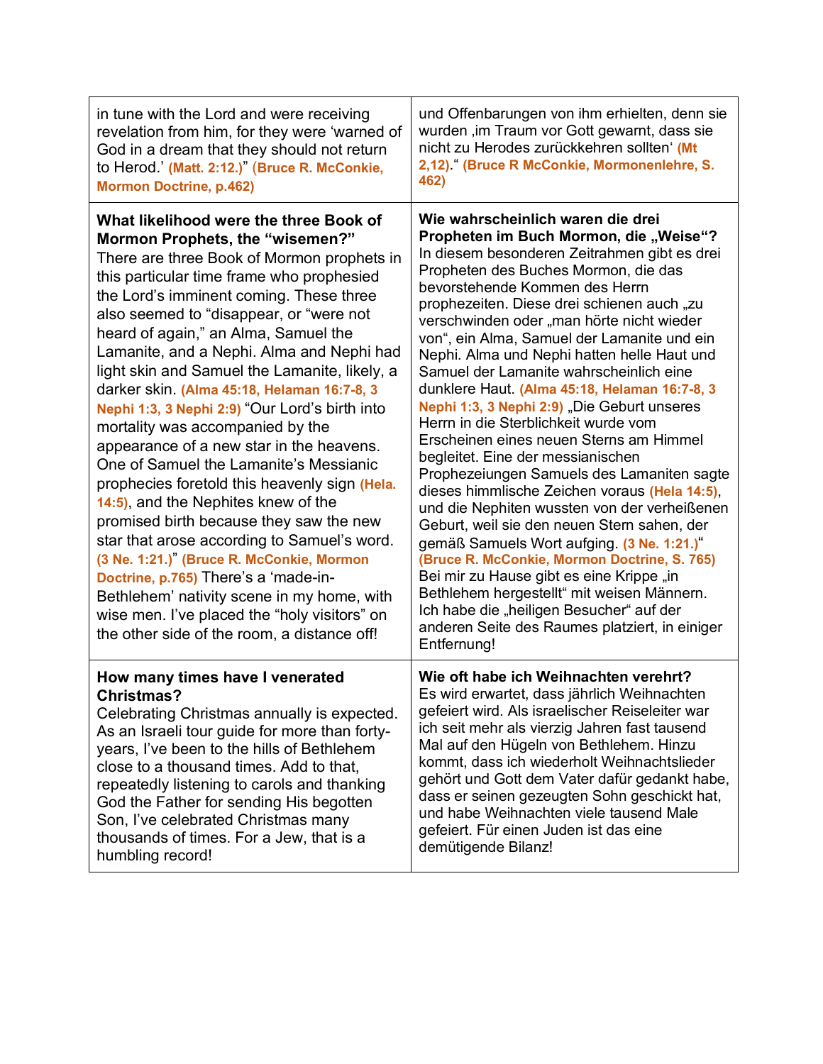| | |
|---|---|
| in tune with the Lord and were receiving revelation from him, for they were 'warned of God in a dream that they should not return to Herod.' **(Matt. 2:12.)**" (**Bruce R. McConkie, Mormon Doctrine, p.462)** | und Offenbarungen von ihm erhielten, denn sie wurden ‚im Traum vor Gott gewarnt, dass sie nicht zu Herodes zurückkehren sollten' **(Mt 2,12)**." **(Bruce R McConkie, Mormonenlehre, S. 462)** |
| **What likelihood were the three Book of Mormon Prophets, the "wisemen?"** There are three Book of Mormon prophets in this particular time frame who prophesied the Lord's imminent coming. These three also seemed to "disappear, or "were not heard of again," an Alma, Samuel the Lamanite, and a Nephi. Alma and Nephi had light skin and Samuel the Lamanite, likely, a darker skin. **(Alma 45:18, Helaman 16:7-8, 3 Nephi 1:3, 3 Nephi 2:9)** "Our Lord's birth into mortality was accompanied by the appearance of a new star in the heavens. One of Samuel the Lamanite's Messianic prophecies foretold this heavenly sign **(Hela. 14:5)**, and the Nephites knew of the promised birth because they saw the new star that arose according to Samuel's word. **(3 Ne. 1:21.)**" **(Bruce R. McConkie, Mormon Doctrine, p.765)** There's a 'made-in-Bethlehem' nativity scene in my home, with wise men. I've placed the "holy visitors" on the other side of the room, a distance off! | **Wie wahrscheinlich waren die drei Propheten im Buch Mormon, die „Weise"?** In diesem besonderen Zeitrahmen gibt es drei Propheten des Buches Mormon, die das bevorstehende Kommen des Herrn prophezeiten. Diese drei schienen auch „zu verschwinden oder „man hörte nicht wieder von", ein Alma, Samuel der Lamanite und ein Nephi. Alma und Nephi hatten helle Haut und Samuel der Lamanite wahrscheinlich eine dunklere Haut. **(Alma 45:18, Helaman 16:7-8, 3 Nephi 1:3, 3 Nephi 2:9)** „Die Geburt unseres Herrn in die Sterblichkeit wurde vom Erscheinen eines neuen Sterns am Himmel begleitet. Eine der messianischen Prophezeiungen Samuels des Lamaniten sagte dieses himmlische Zeichen voraus **(Hela 14:5)**, und die Nephiten wussten von der verheißenen Geburt, weil sie den neuen Stern sahen, der gemäß Samuels Wort aufging. **(3 Ne. 1:21.)**" **(Bruce R. McConkie, Mormon Doctrine, S. 765)** Bei mir zu Hause gibt es eine Krippe „in Bethlehem hergestellt" mit weisen Männern. Ich habe die „heiligen Besucher" auf der anderen Seite des Raumes platziert, in einiger Entfernung! |
| **How many times have I venerated Christmas?** Celebrating Christmas annually is expected. As an Israeli tour guide for more than forty-years, I've been to the hills of Bethlehem close to a thousand times. Add to that, repeatedly listening to carols and thanking God the Father for sending His begotten Son, I've celebrated Christmas many thousands of times. For a Jew, that is a humbling record! | **Wie oft habe ich Weihnachten verehrt?** Es wird erwartet, dass jährlich Weihnachten gefeiert wird. Als israelischer Reiseleiter war ich seit mehr als vierzig Jahren fast tausend Mal auf den Hügeln von Bethlehem. Hinzu kommt, dass ich wiederholt Weihnachtslieder gehört und Gott dem Vater dafür gedankt habe, dass er seinen gezeugten Sohn geschickt hat, und habe Weihnachten viele tausend Male gefeiert. Für einen Juden ist das eine demütigende Bilanz! |